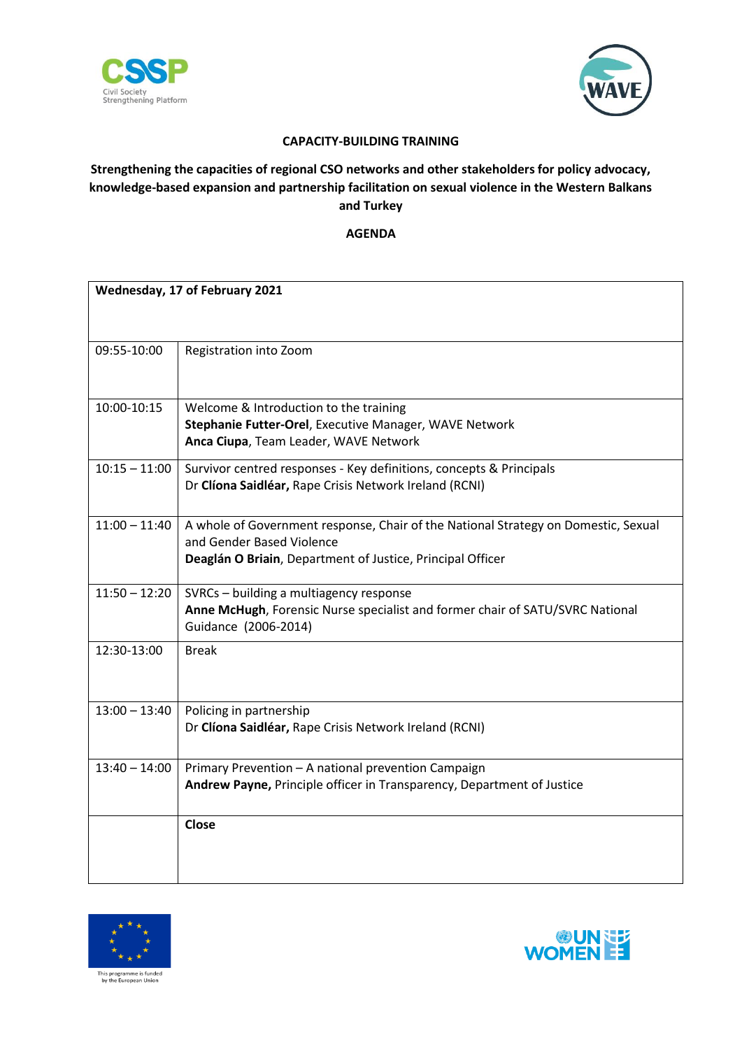**CAPACITY-BUILDING TRAINING**

**Strengthening the capacities of regional CSO networks and other stakeholders for policy advocacy, knowledge-based expansion and partnership facilitation on sexual violence in the Western Balkans and Turkey**

**AGENDA**

| **Wednesday, 17 of February 2021** | |
|---|---|
| 09:55-10:00 | Registration into Zoom |
| 10:00-10:15 | Welcome & Introduction to the training<br>**Stephanie Futter-Orel**, Executive Manager, WAVE Network<br>**Anca Ciupa**, Team Leader, WAVE Network |
| 10:15 – 11:00 | Survivor centred responses - Key definitions, concepts & Principals<br>Dr **Clíona Saidléar,** Rape Crisis Network Ireland (RCNI) |
| 11:00 – 11:40 | A whole of Government response, Chair of the National Strategy on Domestic, Sexual and Gender Based Violence<br>**Deaglán O Briain**, Department of Justice, Principal Officer |
| 11:50 – 12:20 | SVRCs – building a multiagency response<br>**Anne McHugh**, Forensic Nurse specialist and former chair of SATU/SVRC National Guidance (2006-2014) |
| 12:30-13:00 | Break |
| 13:00 – 13:40 | Policing in partnership<br>Dr **Clíona Saidléar,** Rape Crisis Network Ireland (RCNI) |
| 13:40 – 14:00 | Primary Prevention – A national prevention Campaign<br>**Andrew Payne,** Principle officer in Transparency, Department of Justice |
| | **Close** |

This programme is funded by the European Union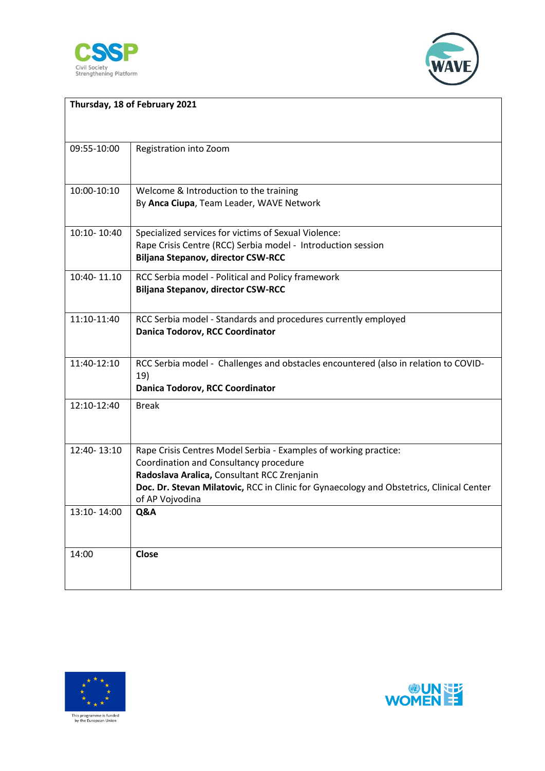| Thursday, 18 of February 2021 | |
|---|---|
| 09:55-10:00 | Registration into Zoom |
| 10:00-10:10 | Welcome & Introduction to the training<br>By **Anca Ciupa**, Team Leader, WAVE Network |
| 10:10- 10:40 | Specialized services for victims of Sexual Violence:<br>Rape Crisis Centre (RCC) Serbia model - Introduction session<br>**Biljana Stepanov, director CSW-RCC** |
| 10:40- 11.10 | RCC Serbia model - Political and Policy framework<br>**Biljana Stepanov, director CSW-RCC** |
| 11:10-11:40 | RCC Serbia model - Standards and procedures currently employed<br>**Danica Todorov, RCC Coordinator** |
| 11:40-12:10 | RCC Serbia model - Challenges and obstacles encountered (also in relation to COVID-19)<br>**Danica Todorov, RCC Coordinator** |
| 12:10-12:40 | Break |
| 12:40- 13:10 | Rape Crisis Centres Model Serbia - Examples of working practice:<br>Coordination and Consultancy procedure<br>**Radoslava Aralica,** Consultant RCC Zrenjanin<br>**Doc. Dr. Stevan Milatovic,** RCC in Clinic for Gynaecology and Obstetrics, Clinical Center of AP Vojvodina |
| 13:10- 14:00 | **Q&A** |
| 14:00 | **Close** |

This programme is funded by the European Union